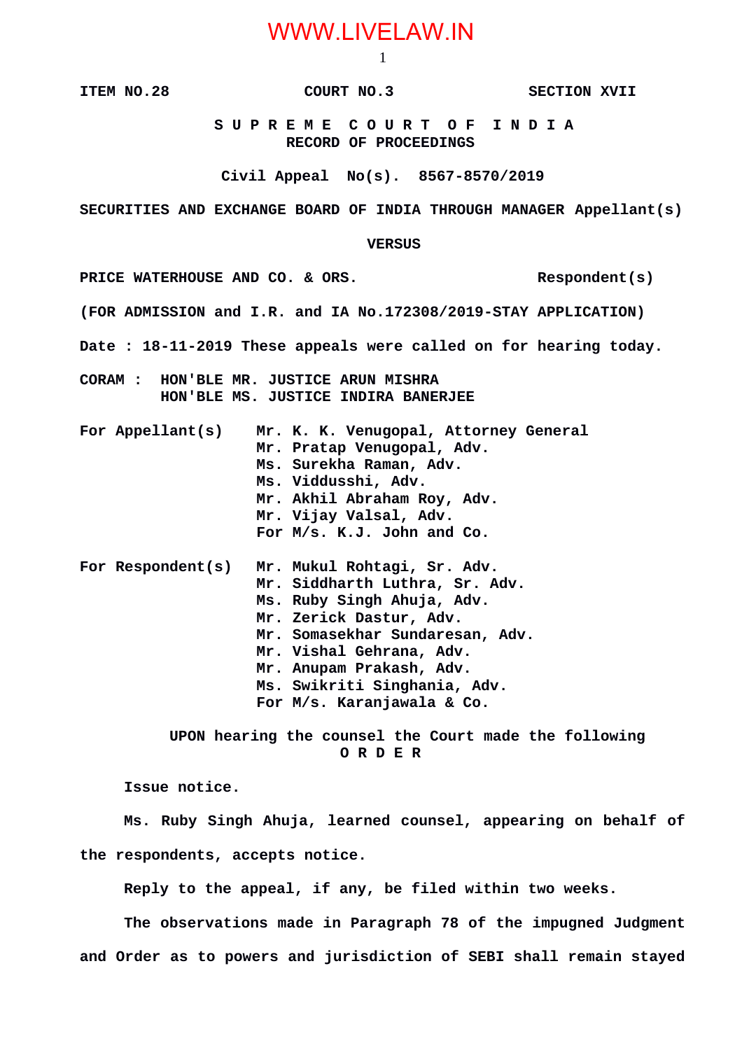ITEM NO.28 COURT NO.3 SECTION XVII

**S U P R E M E C O U R T O F I N D I A**
**RECORD OF PROCEEDINGS**

**Civil Appeal No(s). 8567-8570/2019**

**SECURITIES AND EXCHANGE BOARD OF INDIA THROUGH MANAGER Appellant(s)**

**VERSUS**

**PRICE WATERHOUSE AND CO. & ORS. Respondent(s)**

**(FOR ADMISSION and I.R. and IA No.172308/2019-STAY APPLICATION)**

**Date : 18-11-2019 These appeals were called on for hearing today.**

**CORAM : HON'BLE MR. JUSTICE ARUN MISHRA**
**HON'BLE MS. JUSTICE INDIRA BANERJEE**

**For Appellant(s)**
Mr. K. K. Venugopal, Attorney General
Mr. Pratap Venugopal, Adv.
Ms. Surekha Raman, Adv.
Ms. Viddusshi, Adv.
Mr. Akhil Abraham Roy, Adv.
Mr. Vijay Valsal, Adv.
For M/s. K.J. John and Co.

**For Respondent(s)**
Mr. Mukul Rohtagi, Sr. Adv.
Mr. Siddharth Luthra, Sr. Adv.
Ms. Ruby Singh Ahuja, Adv.
Mr. Zerick Dastur, Adv.
Mr. Somasekhar Sundaresan, Adv.
Mr. Vishal Gehrana, Adv.
Mr. Anupam Prakash, Adv.
Ms. Swikriti Singhania, Adv.
For M/s. Karanjawala & Co.

**UPON hearing the counsel the Court made the following**
**O R D E R**

Issue notice.

Ms. Ruby Singh Ahuja, learned counsel, appearing on behalf of the respondents, accepts notice.

Reply to the appeal, if any, be filed within two weeks.

The observations made in Paragraph 78 of the impugned Judgment and Order as to powers and jurisdiction of SEBI shall remain stayed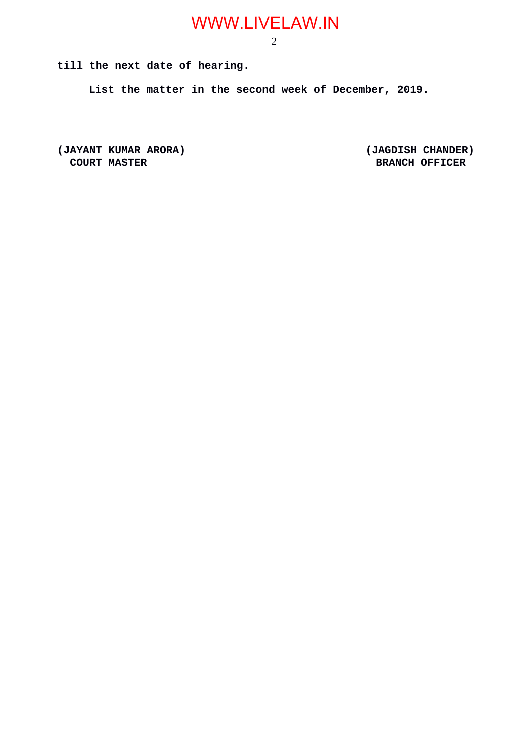**till the next date of hearing.**

**List the matter in the second week of December, 2019.**

| | |
|---|---|
| **(JAYANT KUMAR ARORA)** | **(JAGDISH CHANDER)** |
| **COURT MASTER** | **BRANCH OFFICER** |